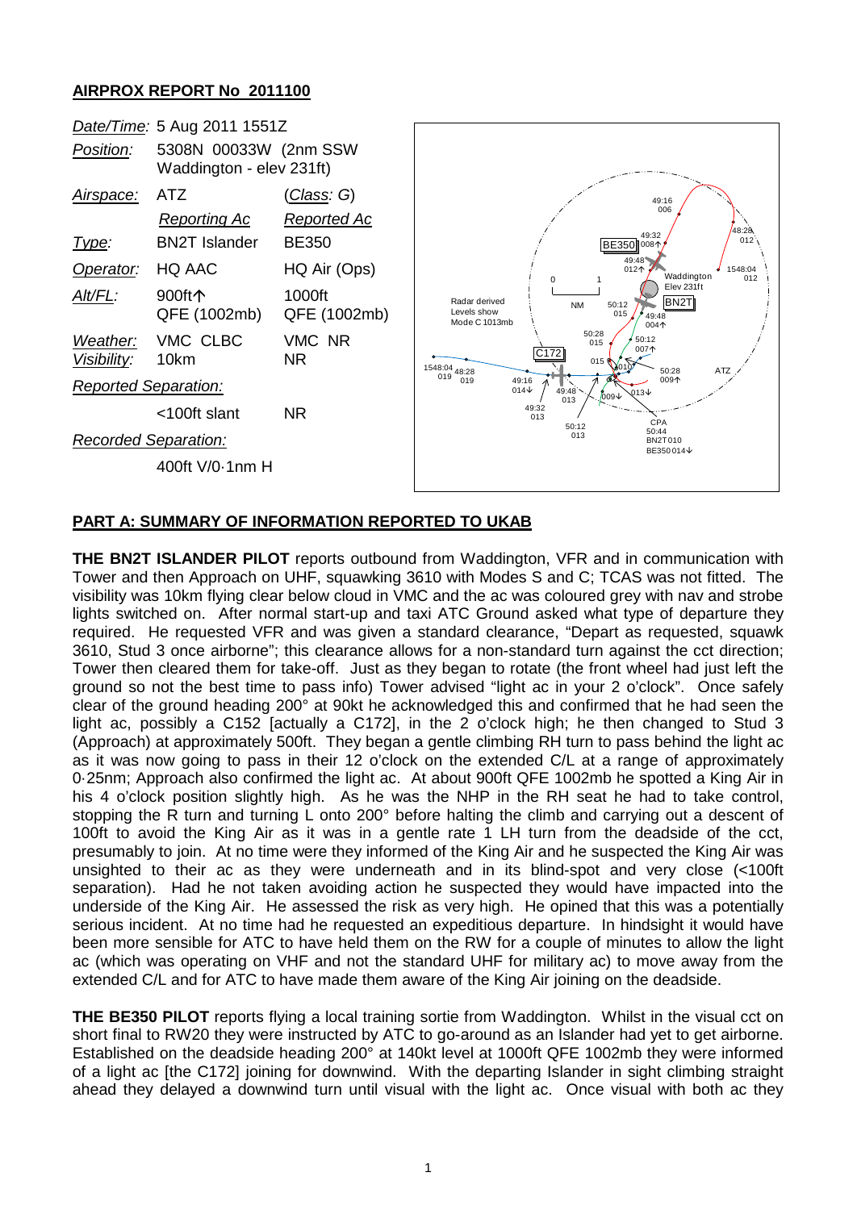**AIRPROX REPORT No 2011100**

| *Date/Time:* | 5 Aug 2011 1551Z | |
|---|---|---|
| *Position:* | 5308N 00033W (2nm SSW Waddington - elev 231ft) | |
| *Airspace:* | ATZ | (*Class*: G) |
| | *Reporting Ac* | *Reported Ac* |
| *Type:* | BN2T Islander | BE350 |
| *Operator:* | HQ AAC | HQ Air (Ops) |
| *Alt/FL:* | 900ft↑ QFE (1002mb) | 1000ft QFE (1002mb) |
| *Weather:* | VMC CLBC | VMC NR |
| *Visibility:* | 10km | NR |
| *Reported Separation:* | | |
| | <100ft slant | NR |
| *Recorded Separation:* | | |
| | 400ft V/0·1nm H | |

**PART A: SUMMARY OF INFORMATION REPORTED TO UKAB**

**THE BN2T ISLANDER PILOT** reports outbound from Waddington, VFR and in communication with Tower and then Approach on UHF, squawking 3610 with Modes S and C; TCAS was not fitted. The visibility was 10km flying clear below cloud in VMC and the ac was coloured grey with nav and strobe lights switched on. After normal start-up and taxi ATC Ground asked what type of departure they required. He requested VFR and was given a standard clearance, "Depart as requested, squawk 3610, Stud 3 once airborne"; this clearance allows for a non-standard turn against the cct direction; Tower then cleared them for take-off. Just as they began to rotate (the front wheel had just left the ground so not the best time to pass info) Tower advised "light ac in your 2 o'clock". Once safely clear of the ground heading 200° at 90kt he acknowledged this and confirmed that he had seen the light ac, possibly a C152 [actually a C172], in the 2 o'clock high; he then changed to Stud 3 (Approach) at approximately 500ft. They began a gentle climbing RH turn to pass behind the light ac as it was now going to pass in their 12 o'clock on the extended C/L at a range of approximately 0·25nm; Approach also confirmed the light ac. At about 900ft QFE 1002mb he spotted a King Air in his 4 o'clock position slightly high. As he was the NHP in the RH seat he had to take control, stopping the R turn and turning L onto 200° before halting the climb and carrying out a descent of 100ft to avoid the King Air as it was in a gentle rate 1 LH turn from the deadside of the cct, presumably to join. At no time were they informed of the King Air and he suspected the King Air was unsighted to their ac as they were underneath and in its blind-spot and very close (<100ft separation). Had he not taken avoiding action he suspected they would have impacted into the underside of the King Air. He assessed the risk as very high. He opined that this was a potentially serious incident. At no time had he requested an expeditious departure. In hindsight it would have been more sensible for ATC to have held them on the RW for a couple of minutes to allow the light ac (which was operating on VHF and not the standard UHF for military ac) to move away from the extended C/L and for ATC to have made them aware of the King Air joining on the deadside.

**THE BE350 PILOT** reports flying a local training sortie from Waddington. Whilst in the visual cct on short final to RW20 they were instructed by ATC to go-around as an Islander had yet to get airborne. Established on the deadside heading 200° at 140kt level at 1000ft QFE 1002mb they were informed of a light ac [the C172] joining for downwind. With the departing Islander in sight climbing straight ahead they delayed a downwind turn until visual with the light ac. Once visual with both ac they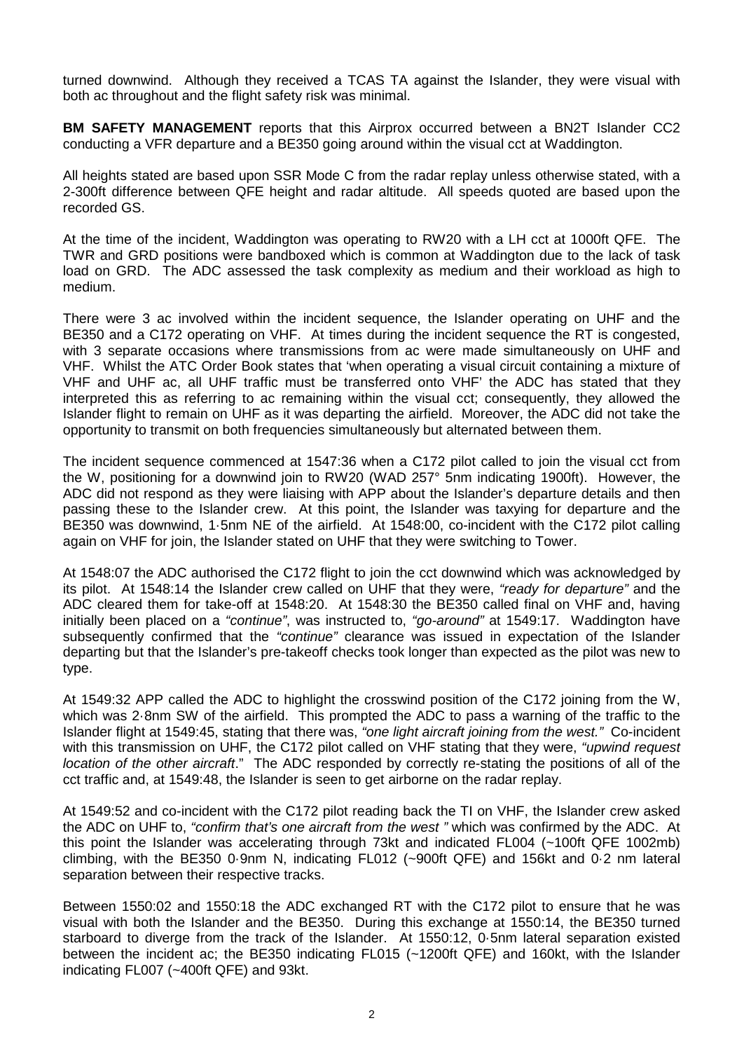turned downwind. Although they received a TCAS TA against the Islander, they were visual with both ac throughout and the flight safety risk was minimal.

**BM SAFETY MANAGEMENT** reports that this Airprox occurred between a BN2T Islander CC2 conducting a VFR departure and a BE350 going around within the visual cct at Waddington.

All heights stated are based upon SSR Mode C from the radar replay unless otherwise stated, with a 2-300ft difference between QFE height and radar altitude. All speeds quoted are based upon the recorded GS.

At the time of the incident, Waddington was operating to RW20 with a LH cct at 1000ft QFE. The TWR and GRD positions were bandboxed which is common at Waddington due to the lack of task load on GRD. The ADC assessed the task complexity as medium and their workload as high to medium.

There were 3 ac involved within the incident sequence, the Islander operating on UHF and the BE350 and a C172 operating on VHF. At times during the incident sequence the RT is congested, with 3 separate occasions where transmissions from ac were made simultaneously on UHF and VHF. Whilst the ATC Order Book states that 'when operating a visual circuit containing a mixture of VHF and UHF ac, all UHF traffic must be transferred onto VHF' the ADC has stated that they interpreted this as referring to ac remaining within the visual cct; consequently, they allowed the Islander flight to remain on UHF as it was departing the airfield. Moreover, the ADC did not take the opportunity to transmit on both frequencies simultaneously but alternated between them.

The incident sequence commenced at 1547:36 when a C172 pilot called to join the visual cct from the W, positioning for a downwind join to RW20 (WAD 257° 5nm indicating 1900ft). However, the ADC did not respond as they were liaising with APP about the Islander's departure details and then passing these to the Islander crew. At this point, the Islander was taxying for departure and the BE350 was downwind, 1·5nm NE of the airfield. At 1548:00, co-incident with the C172 pilot calling again on VHF for join, the Islander stated on UHF that they were switching to Tower.

At 1548:07 the ADC authorised the C172 flight to join the cct downwind which was acknowledged by its pilot. At 1548:14 the Islander crew called on UHF that they were, *"ready for departure"* and the ADC cleared them for take-off at 1548:20. At 1548:30 the BE350 called final on VHF and, having initially been placed on a *"continue"*, was instructed to, *"go-around"* at 1549:17. Waddington have subsequently confirmed that the *"continue"* clearance was issued in expectation of the Islander departing but that the Islander's pre-takeoff checks took longer than expected as the pilot was new to type.

At 1549:32 APP called the ADC to highlight the crosswind position of the C172 joining from the W, which was 2·8nm SW of the airfield. This prompted the ADC to pass a warning of the traffic to the Islander flight at 1549:45, stating that there was, *"one light aircraft joining from the west."* Co-incident with this transmission on UHF, the C172 pilot called on VHF stating that they were, *"upwind request location of the other aircraft*." The ADC responded by correctly re-stating the positions of all of the cct traffic and, at 1549:48, the Islander is seen to get airborne on the radar replay.

At 1549:52 and co-incident with the C172 pilot reading back the TI on VHF, the Islander crew asked the ADC on UHF to, *"confirm that's one aircraft from the west "* which was confirmed by the ADC. At this point the Islander was accelerating through 73kt and indicated FL004 (~100ft QFE 1002mb) climbing, with the BE350 0·9nm N, indicating FL012 (~900ft QFE) and 156kt and 0·2 nm lateral separation between their respective tracks.

Between 1550:02 and 1550:18 the ADC exchanged RT with the C172 pilot to ensure that he was visual with both the Islander and the BE350. During this exchange at 1550:14, the BE350 turned starboard to diverge from the track of the Islander. At 1550:12, 0·5nm lateral separation existed between the incident ac; the BE350 indicating FL015 (~1200ft QFE) and 160kt, with the Islander indicating FL007 (~400ft QFE) and 93kt.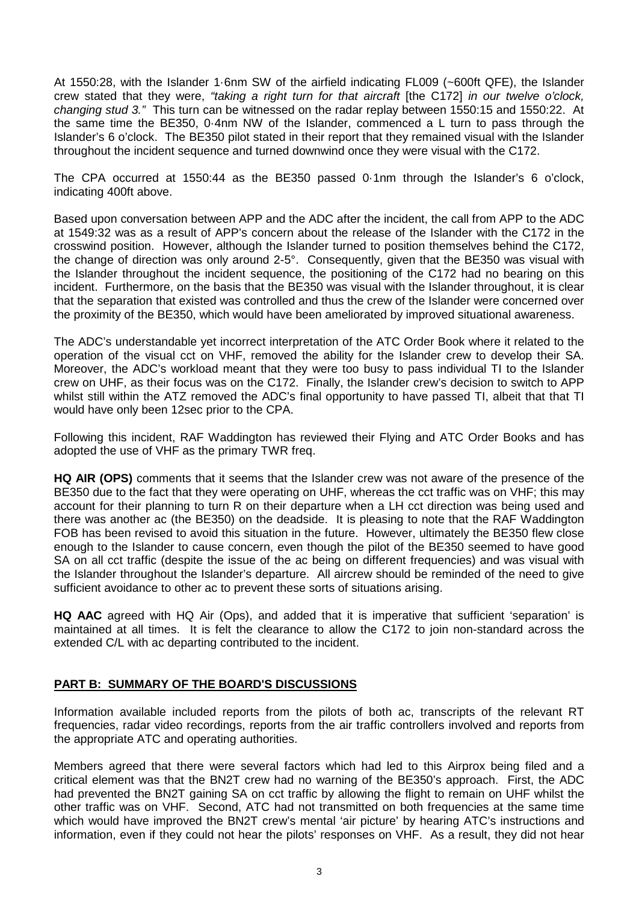At 1550:28, with the Islander 1·6nm SW of the airfield indicating FL009 (~600ft QFE), the Islander crew stated that they were, *"taking a right turn for that aircraft* [the C172] *in our twelve o'clock, changing stud 3."* This turn can be witnessed on the radar replay between 1550:15 and 1550:22. At the same time the BE350, 0·4nm NW of the Islander, commenced a L turn to pass through the Islander's 6 o'clock. The BE350 pilot stated in their report that they remained visual with the Islander throughout the incident sequence and turned downwind once they were visual with the C172.

The CPA occurred at 1550:44 as the BE350 passed 0·1nm through the Islander's 6 o'clock, indicating 400ft above.

Based upon conversation between APP and the ADC after the incident, the call from APP to the ADC at 1549:32 was as a result of APP's concern about the release of the Islander with the C172 in the crosswind position. However, although the Islander turned to position themselves behind the C172, the change of direction was only around 2-5°. Consequently, given that the BE350 was visual with the Islander throughout the incident sequence, the positioning of the C172 had no bearing on this incident. Furthermore, on the basis that the BE350 was visual with the Islander throughout, it is clear that the separation that existed was controlled and thus the crew of the Islander were concerned over the proximity of the BE350, which would have been ameliorated by improved situational awareness.

The ADC's understandable yet incorrect interpretation of the ATC Order Book where it related to the operation of the visual cct on VHF, removed the ability for the Islander crew to develop their SA. Moreover, the ADC's workload meant that they were too busy to pass individual TI to the Islander crew on UHF, as their focus was on the C172. Finally, the Islander crew's decision to switch to APP whilst still within the ATZ removed the ADC's final opportunity to have passed TI, albeit that that TI would have only been 12sec prior to the CPA.

Following this incident, RAF Waddington has reviewed their Flying and ATC Order Books and has adopted the use of VHF as the primary TWR freq.

**HQ AIR (OPS)** comments that it seems that the Islander crew was not aware of the presence of the BE350 due to the fact that they were operating on UHF, whereas the cct traffic was on VHF; this may account for their planning to turn R on their departure when a LH cct direction was being used and there was another ac (the BE350) on the deadside. It is pleasing to note that the RAF Waddington FOB has been revised to avoid this situation in the future. However, ultimately the BE350 flew close enough to the Islander to cause concern, even though the pilot of the BE350 seemed to have good SA on all cct traffic (despite the issue of the ac being on different frequencies) and was visual with the Islander throughout the Islander's departure. All aircrew should be reminded of the need to give sufficient avoidance to other ac to prevent these sorts of situations arising.

**HQ AAC** agreed with HQ Air (Ops), and added that it is imperative that sufficient 'separation' is maintained at all times. It is felt the clearance to allow the C172 to join non-standard across the extended C/L with ac departing contributed to the incident.

## PART B: SUMMARY OF THE BOARD'S DISCUSSIONS

Information available included reports from the pilots of both ac, transcripts of the relevant RT frequencies, radar video recordings, reports from the air traffic controllers involved and reports from the appropriate ATC and operating authorities.

Members agreed that there were several factors which had led to this Airprox being filed and a critical element was that the BN2T crew had no warning of the BE350's approach. First, the ADC had prevented the BN2T gaining SA on cct traffic by allowing the flight to remain on UHF whilst the other traffic was on VHF. Second, ATC had not transmitted on both frequencies at the same time which would have improved the BN2T crew's mental 'air picture' by hearing ATC's instructions and information, even if they could not hear the pilots' responses on VHF. As a result, they did not hear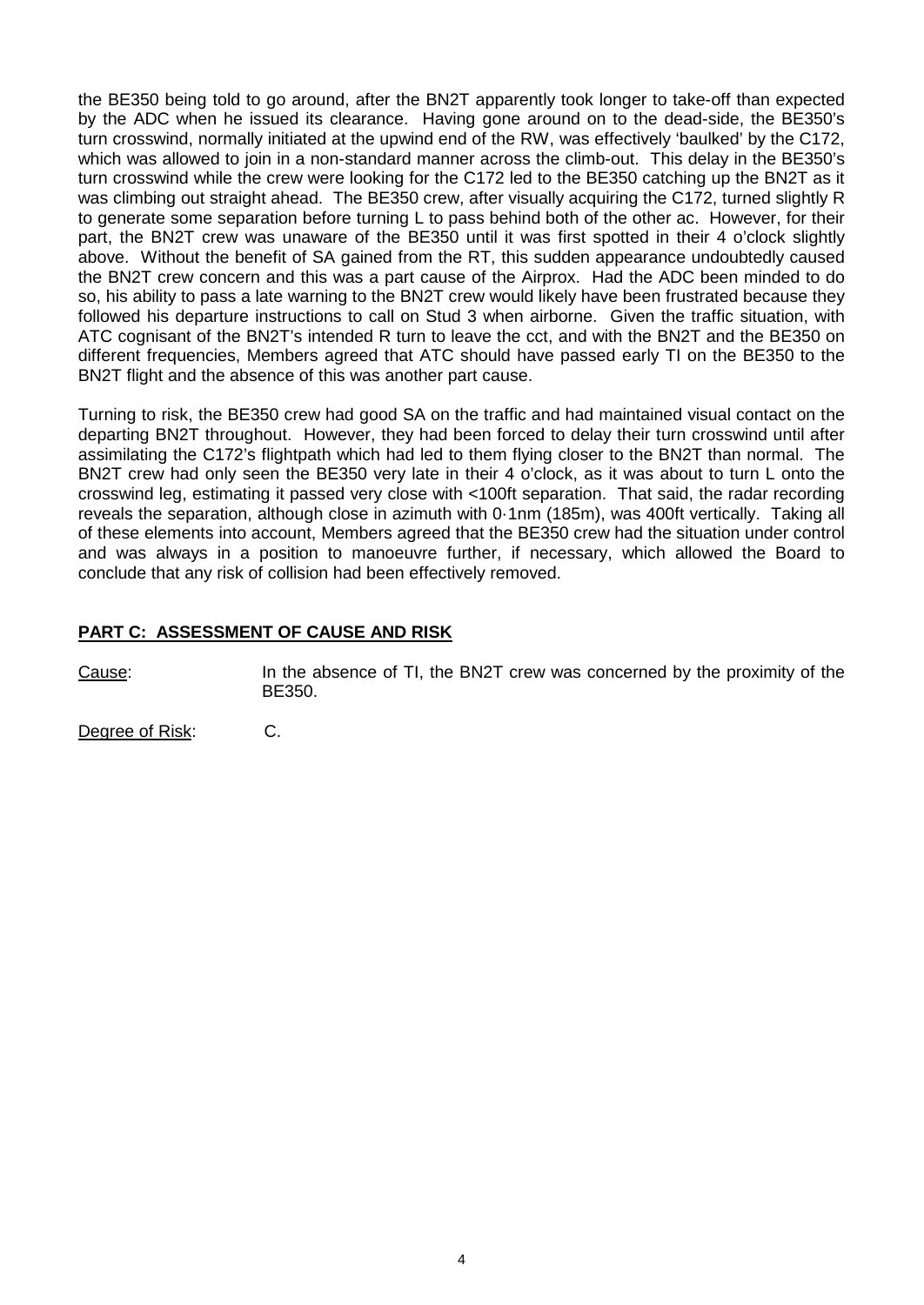the BE350 being told to go around, after the BN2T apparently took longer to take-off than expected by the ADC when he issued its clearance. Having gone around on to the dead-side, the BE350's turn crosswind, normally initiated at the upwind end of the RW, was effectively 'baulked' by the C172, which was allowed to join in a non-standard manner across the climb-out. This delay in the BE350's turn crosswind while the crew were looking for the C172 led to the BE350 catching up the BN2T as it was climbing out straight ahead. The BE350 crew, after visually acquiring the C172, turned slightly R to generate some separation before turning L to pass behind both of the other ac. However, for their part, the BN2T crew was unaware of the BE350 until it was first spotted in their 4 o'clock slightly above. Without the benefit of SA gained from the RT, this sudden appearance undoubtedly caused the BN2T crew concern and this was a part cause of the Airprox. Had the ADC been minded to do so, his ability to pass a late warning to the BN2T crew would likely have been frustrated because they followed his departure instructions to call on Stud 3 when airborne. Given the traffic situation, with ATC cognisant of the BN2T's intended R turn to leave the cct, and with the BN2T and the BE350 on different frequencies, Members agreed that ATC should have passed early TI on the BE350 to the BN2T flight and the absence of this was another part cause.

Turning to risk, the BE350 crew had good SA on the traffic and had maintained visual contact on the departing BN2T throughout. However, they had been forced to delay their turn crosswind until after assimilating the C172's flightpath which had led to them flying closer to the BN2T than normal. The BN2T crew had only seen the BE350 very late in their 4 o'clock, as it was about to turn L onto the crosswind leg, estimating it passed very close with <100ft separation. That said, the radar recording reveals the separation, although close in azimuth with 0·1nm (185m), was 400ft vertically. Taking all of these elements into account, Members agreed that the BE350 crew had the situation under control and was always in a position to manoeuvre further, if necessary, which allowed the Board to conclude that any risk of collision had been effectively removed.

## PART C: ASSESSMENT OF CAUSE AND RISK

Cause: In the absence of TI, the BN2T crew was concerned by the proximity of the BE350.

Degree of Risk: C.